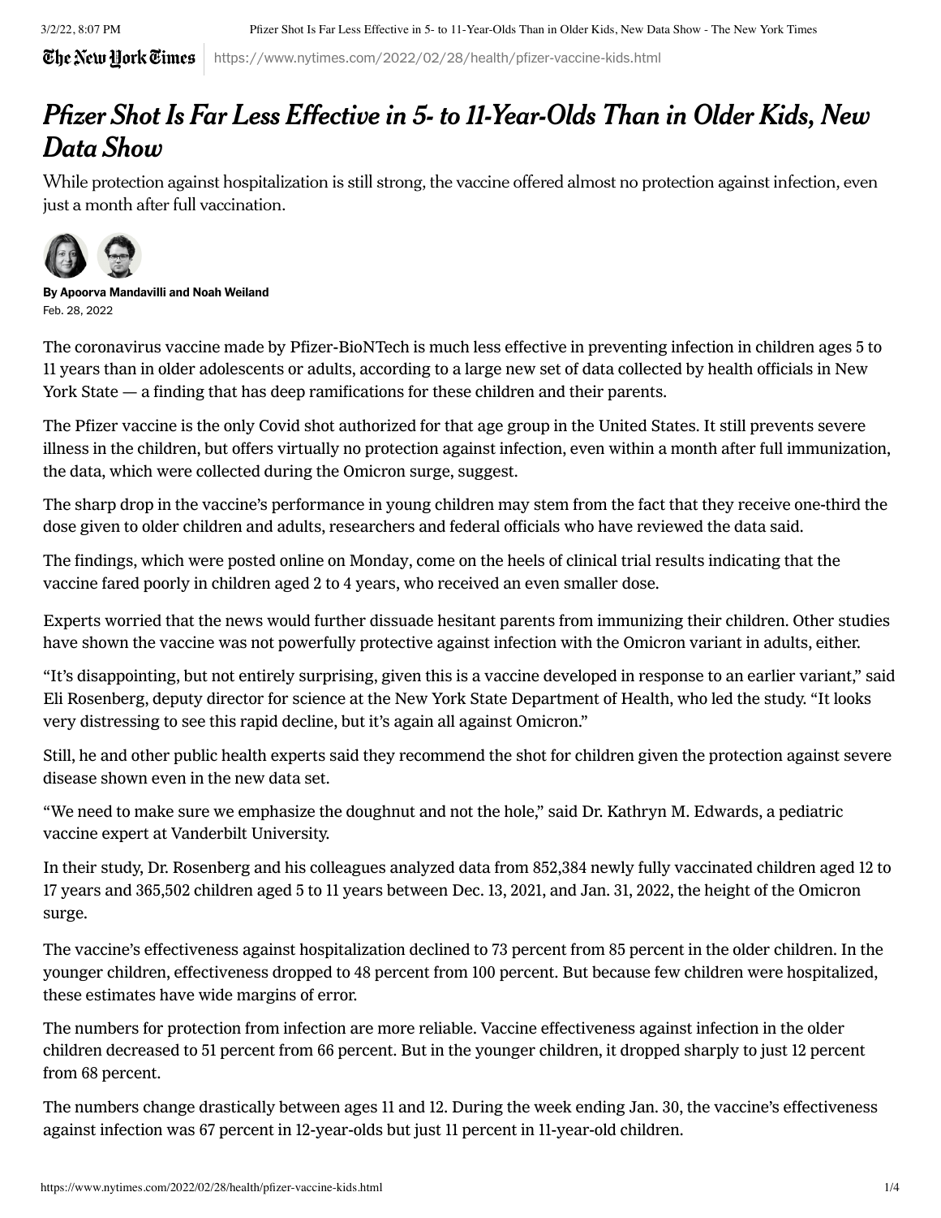# *Pfizer Shot Is Far Less Effective in 5- to 11-Year-Olds Than in Older Kids, New Data Show*

While protection against hospitalization is still strong, the vaccine offered almost no protection against infection, even just a month after full vaccination.

**By Apoorva Mandavilli and Noah Weiland**

Feb. 28, 2022

The coronavirus vaccine made by Pfizer-BioNTech is much less effective in preventing infection in children ages 5 to 11 years than in older adolescents or adults, according to a large new set of data collected by health officials in New York State — a finding that has deep ramifications for these children and their parents.

The Pfizer vaccine is the only Covid shot authorized for that age group in the United States. It still prevents severe illness in the children, but offers virtually no protection against infection, even within a month after full immunization, the data, which were collected during the Omicron surge, suggest.

The sharp drop in the vaccine's performance in young children may stem from the fact that they receive one-third the dose given to older children and adults, researchers and federal officials who have reviewed the data said.

The findings, which were posted online on Monday, come on the heels of clinical trial results indicating that the vaccine fared poorly in children aged 2 to 4 years, who received an even smaller dose.

Experts worried that the news would further dissuade hesitant parents from immunizing their children. Other studies have shown the vaccine was not powerfully protective against infection with the Omicron variant in adults, either.

"It's disappointing, but not entirely surprising, given this is a vaccine developed in response to an earlier variant," said Eli Rosenberg, deputy director for science at the New York State Department of Health, who led the study. "It looks very distressing to see this rapid decline, but it's again all against Omicron."

Still, he and other public health experts said they recommend the shot for children given the protection against severe disease shown even in the new data set.

"We need to make sure we emphasize the doughnut and not the hole," said Dr. Kathryn M. Edwards, a pediatric vaccine expert at Vanderbilt University.

In their study, Dr. Rosenberg and his colleagues analyzed data from 852,384 newly fully vaccinated children aged 12 to 17 years and 365,502 children aged 5 to 11 years between Dec. 13, 2021, and Jan. 31, 2022, the height of the Omicron surge.

The vaccine's effectiveness against hospitalization declined to 73 percent from 85 percent in the older children. In the younger children, effectiveness dropped to 48 percent from 100 percent. But because few children were hospitalized, these estimates have wide margins of error.

The numbers for protection from infection are more reliable. Vaccine effectiveness against infection in the older children decreased to 51 percent from 66 percent. But in the younger children, it dropped sharply to just 12 percent from 68 percent.

The numbers change drastically between ages 11 and 12. During the week ending Jan. 30, the vaccine's effectiveness against infection was 67 percent in 12-year-olds but just 11 percent in 11-year-old children.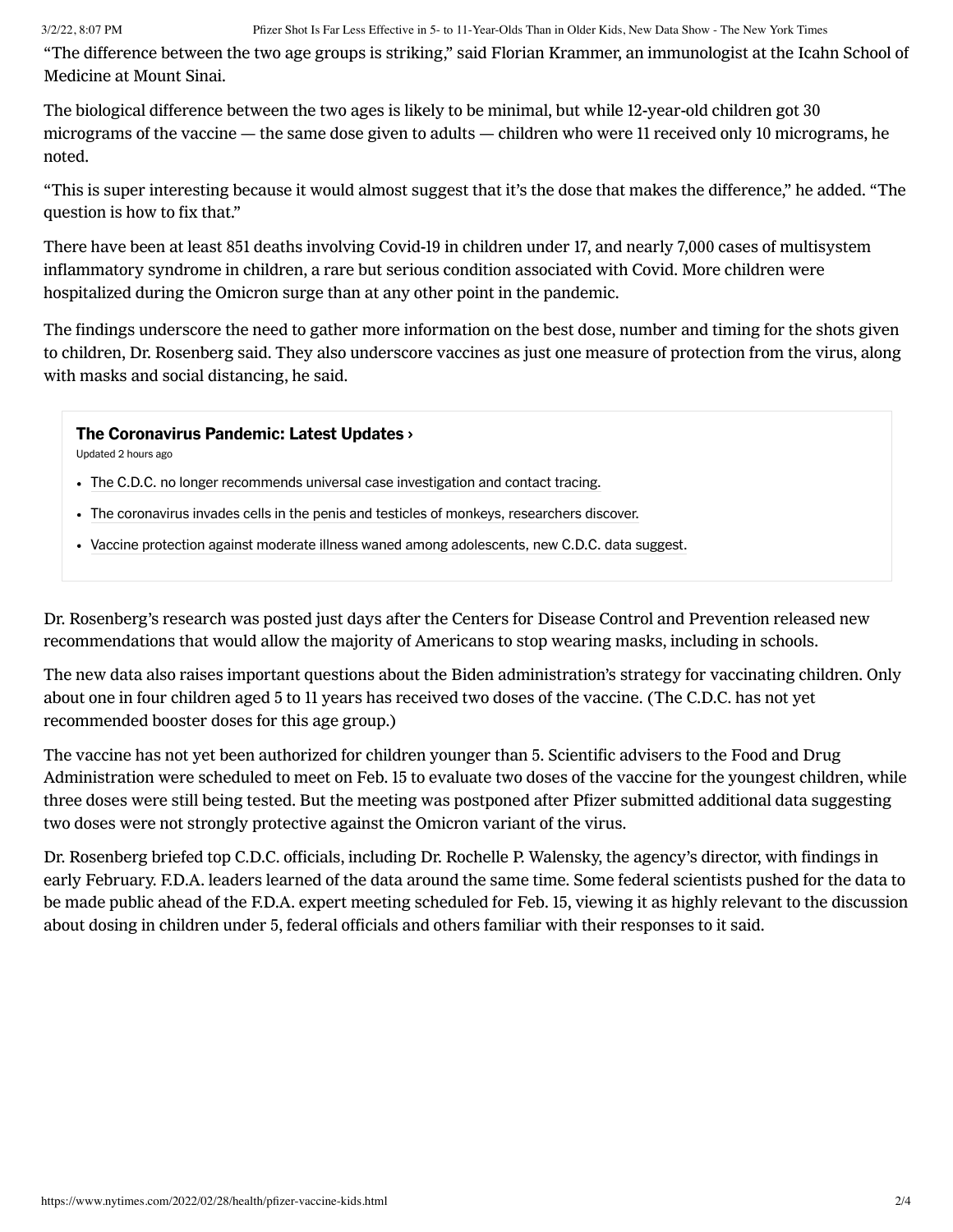"The difference between the two age groups is striking," said Florian Krammer, an immunologist at the Icahn School of Medicine at Mount Sinai.

The biological difference between the two ages is likely to be minimal, but while 12-year-old children got 30 micrograms of the vaccine — the same dose given to adults — children who were 11 received only 10 micrograms, he noted.

"This is super interesting because it would almost suggest that it's the dose that makes the difference," he added. "The question is how to fix that."

There have been at least 851 deaths involving Covid-19 in children under 17, and nearly 7,000 cases of multisystem inflammatory syndrome in children, a rare but serious condition associated with Covid. More children were hospitalized during the Omicron surge than at any other point in the pandemic.

The findings underscore the need to gather more information on the best dose, number and timing for the shots given to children, Dr. Rosenberg said. They also underscore vaccines as just one measure of protection from the virus, along with masks and social distancing, he said.

**The Coronavirus Pandemic: Latest Updates ›**

Updated 2 hours ago

- The C.D.C. no longer recommends universal case investigation and contact tracing.
- The coronavirus invades cells in the penis and testicles of monkeys, researchers discover.
- Vaccine protection against moderate illness waned among adolescents, new C.D.C. data suggest.

Dr. Rosenberg's research was posted just days after the Centers for Disease Control and Prevention released new recommendations that would allow the majority of Americans to stop wearing masks, including in schools.

The new data also raises important questions about the Biden administration's strategy for vaccinating children. Only about one in four children aged 5 to 11 years has received two doses of the vaccine. (The C.D.C. has not yet recommended booster doses for this age group.)

The vaccine has not yet been authorized for children younger than 5. Scientific advisers to the Food and Drug Administration were scheduled to meet on Feb. 15 to evaluate two doses of the vaccine for the youngest children, while three doses were still being tested. But the meeting was postponed after Pfizer submitted additional data suggesting two doses were not strongly protective against the Omicron variant of the virus.

Dr. Rosenberg briefed top C.D.C. officials, including Dr. Rochelle P. Walensky, the agency's director, with findings in early February. F.D.A. leaders learned of the data around the same time. Some federal scientists pushed for the data to be made public ahead of the F.D.A. expert meeting scheduled for Feb. 15, viewing it as highly relevant to the discussion about dosing in children under 5, federal officials and others familiar with their responses to it said.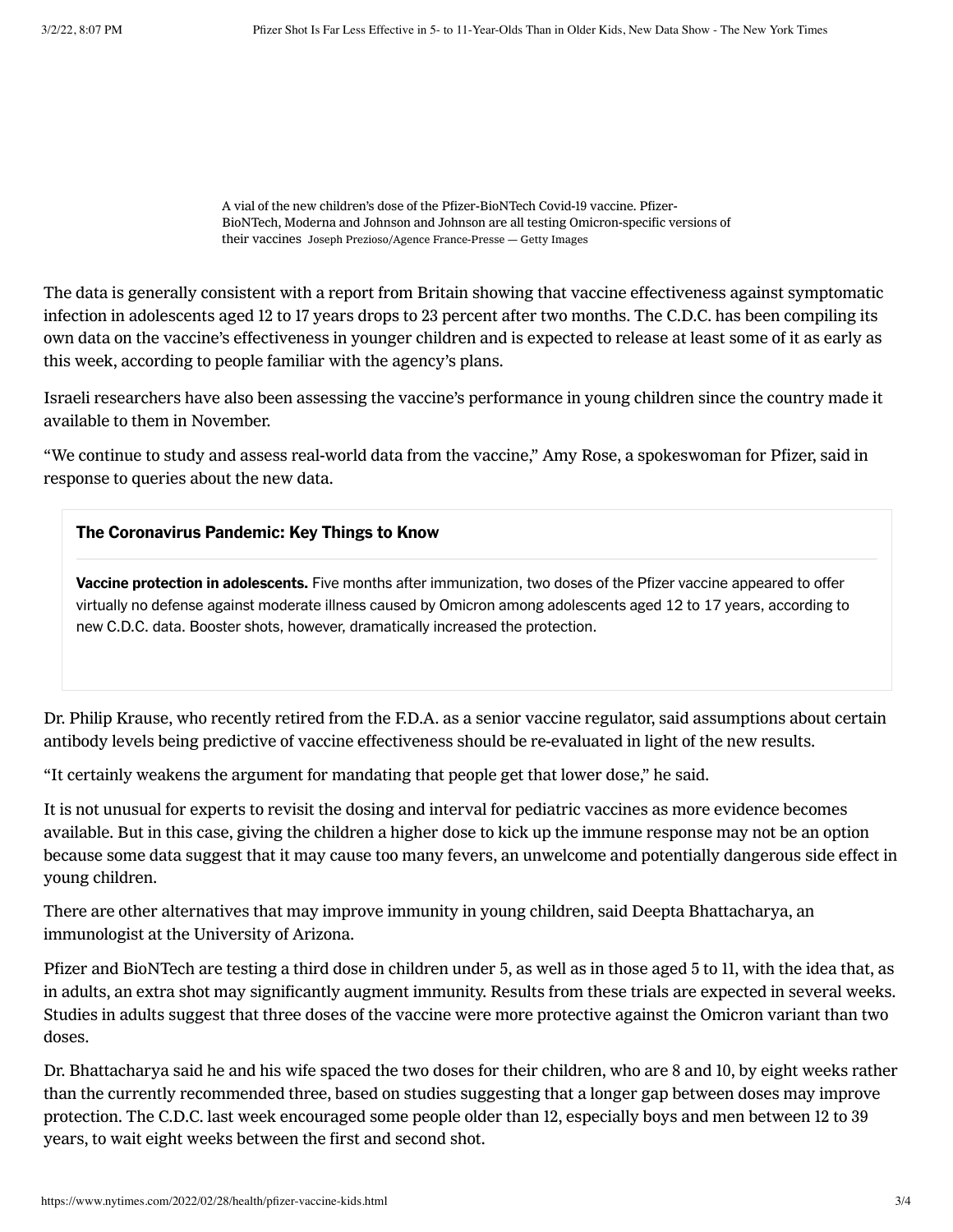A vial of the new children's dose of the Pfizer-BioNTech Covid-19 vaccine. Pfizer-BioNTech, Moderna and Johnson and Johnson are all testing Omicron-specific versions of their vaccines Joseph Prezioso/Agence France-Presse — Getty Images

The data is generally consistent with a report from Britain showing that vaccine effectiveness against symptomatic infection in adolescents aged 12 to 17 years drops to 23 percent after two months. The C.D.C. has been compiling its own data on the vaccine's effectiveness in younger children and is expected to release at least some of it as early as this week, according to people familiar with the agency's plans.

Israeli researchers have also been assessing the vaccine's performance in young children since the country made it available to them in November.

"We continue to study and assess real-world data from the vaccine," Amy Rose, a spokeswoman for Pfizer, said in response to queries about the new data.

> **The Coronavirus Pandemic: Key Things to Know**
>
> **Vaccine protection in adolescents.** Five months after immunization, two doses of the Pfizer vaccine appeared to offer virtually no defense against moderate illness caused by Omicron among adolescents aged 12 to 17 years, according to new C.D.C. data. Booster shots, however, dramatically increased the protection.

Dr. Philip Krause, who recently retired from the F.D.A. as a senior vaccine regulator, said assumptions about certain antibody levels being predictive of vaccine effectiveness should be re-evaluated in light of the new results.

"It certainly weakens the argument for mandating that people get that lower dose," he said.

It is not unusual for experts to revisit the dosing and interval for pediatric vaccines as more evidence becomes available. But in this case, giving the children a higher dose to kick up the immune response may not be an option because some data suggest that it may cause too many fevers, an unwelcome and potentially dangerous side effect in young children.

There are other alternatives that may improve immunity in young children, said Deepta Bhattacharya, an immunologist at the University of Arizona.

Pfizer and BioNTech are testing a third dose in children under 5, as well as in those aged 5 to 11, with the idea that, as in adults, an extra shot may significantly augment immunity. Results from these trials are expected in several weeks. Studies in adults suggest that three doses of the vaccine were more protective against the Omicron variant than two doses.

Dr. Bhattacharya said he and his wife spaced the two doses for their children, who are 8 and 10, by eight weeks rather than the currently recommended three, based on studies suggesting that a longer gap between doses may improve protection. The C.D.C. last week encouraged some people older than 12, especially boys and men between 12 to 39 years, to wait eight weeks between the first and second shot.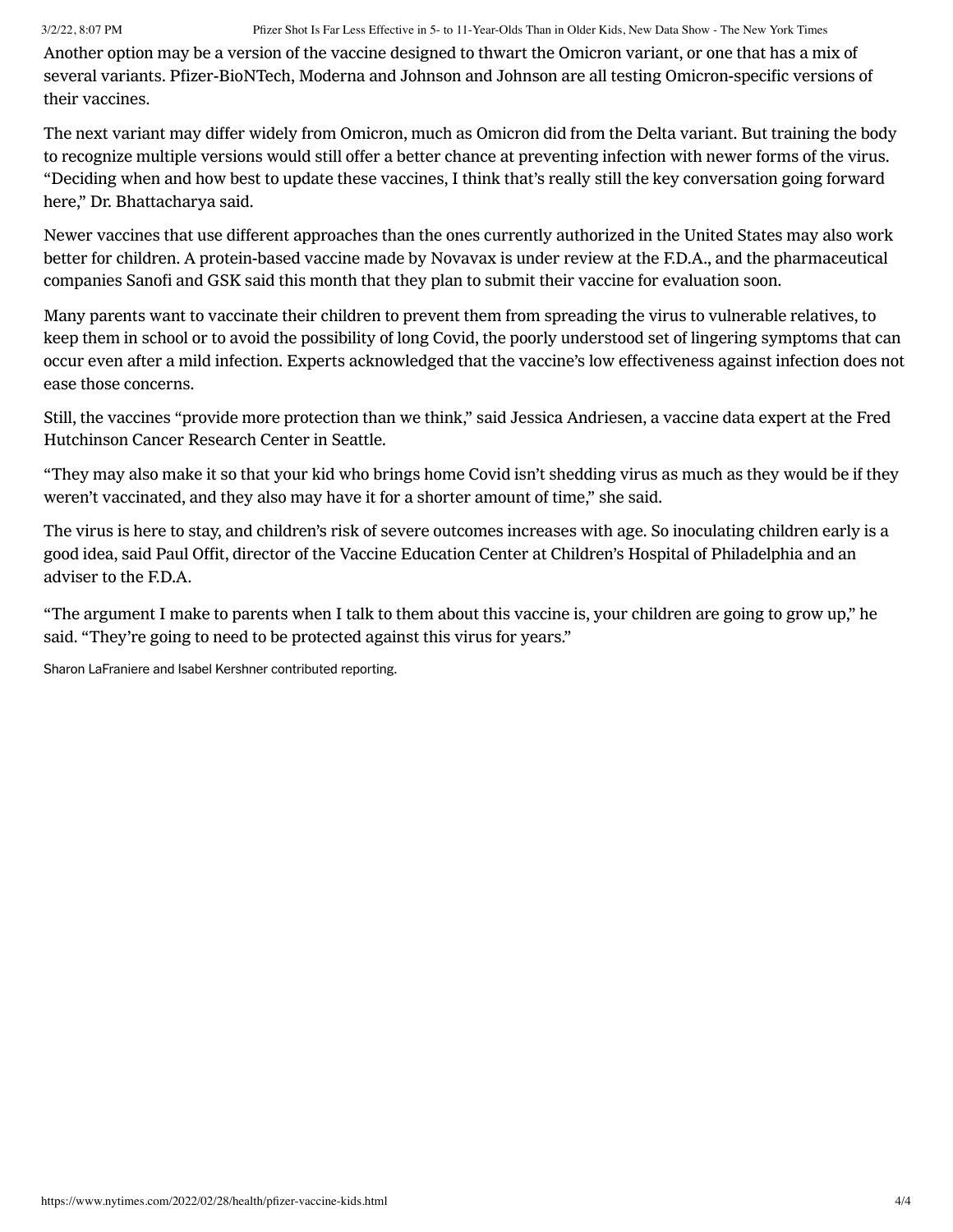Another option may be a version of the vaccine designed to thwart the Omicron variant, or one that has a mix of several variants. Pfizer-BioNTech, Moderna and Johnson and Johnson are all testing Omicron-specific versions of their vaccines.

The next variant may differ widely from Omicron, much as Omicron did from the Delta variant. But training the body to recognize multiple versions would still offer a better chance at preventing infection with newer forms of the virus. “Deciding when and how best to update these vaccines, I think that’s really still the key conversation going forward here,” Dr. Bhattacharya said.

Newer vaccines that use different approaches than the ones currently authorized in the United States may also work better for children. A protein-based vaccine made by Novavax is under review at the F.D.A., and the pharmaceutical companies Sanofi and GSK said this month that they plan to submit their vaccine for evaluation soon.

Many parents want to vaccinate their children to prevent them from spreading the virus to vulnerable relatives, to keep them in school or to avoid the possibility of long Covid, the poorly understood set of lingering symptoms that can occur even after a mild infection. Experts acknowledged that the vaccine’s low effectiveness against infection does not ease those concerns.

Still, the vaccines “provide more protection than we think,” said Jessica Andriesen, a vaccine data expert at the Fred Hutchinson Cancer Research Center in Seattle.

“They may also make it so that your kid who brings home Covid isn’t shedding virus as much as they would be if they weren’t vaccinated, and they also may have it for a shorter amount of time,” she said.

The virus is here to stay, and children’s risk of severe outcomes increases with age. So inoculating children early is a good idea, said Paul Offit, director of the Vaccine Education Center at Children’s Hospital of Philadelphia and an adviser to the F.D.A.

“The argument I make to parents when I talk to them about this vaccine is, your children are going to grow up,” he said. “They’re going to need to be protected against this virus for years.”

Sharon LaFraniere and Isabel Kershner contributed reporting.